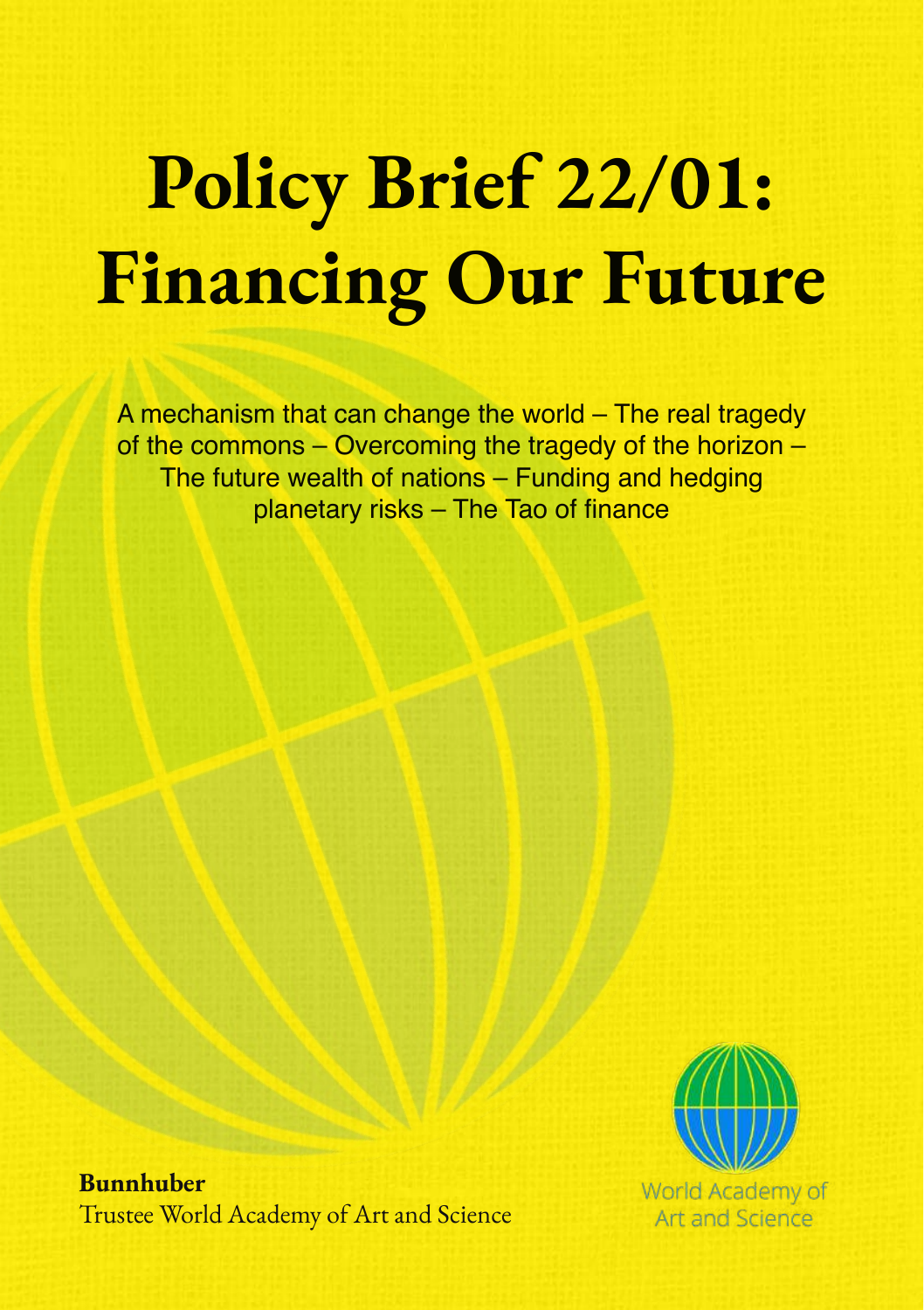# Policy Brief 22/01: Financing Our Future

A mechanism that can change the world – The real tragedy of the commons – Overcoming the tragedy of the horizon – The future wealth of nations – Funding and hedging planetary risks – The Tao of finance

**Bunnhuber**
Trustee World Academy of Art and Science

World Academy of Art and Science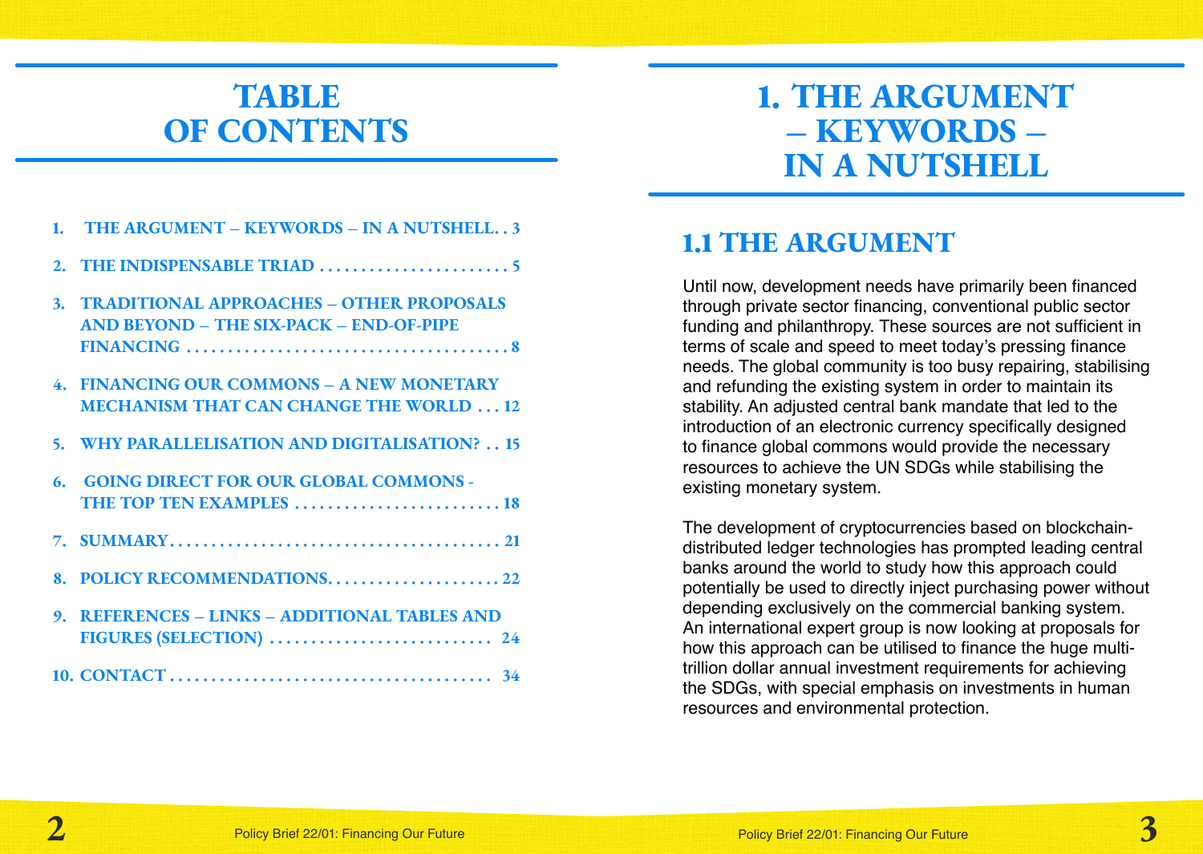# TABLE OF CONTENTS

1. THE ARGUMENT – KEYWORDS – IN A NUTSHELL . . 3
2. THE INDISPENSABLE TRIAD . . . . . . . . . . . . . . . . . . . . . . 5
3. TRADITIONAL APPROACHES – OTHER PROPOSALS AND BEYOND – THE SIX-PACK – END-OF-PIPE FINANCING . . . . . . . . . . . . . . . . . . . . . . . . . . . . . . . . . . . . . . 8
4. FINANCING OUR COMMONS – A NEW MONETARY MECHANISM THAT CAN CHANGE THE WORLD . . . 12
5. WHY PARALLELISATION AND DIGITALISATION? . . 15
6. GOING DIRECT FOR OUR GLOBAL COMMONS - THE TOP TEN EXAMPLES . . . . . . . . . . . . . . . . . . . . . . . . . 18
7. SUMMARY . . . . . . . . . . . . . . . . . . . . . . . . . . . . . . . . . . . . . . . 21
8. POLICY RECOMMENDATIONS . . . . . . . . . . . . . . . . . . . . . 22
9. REFERENCES – LINKS – ADDITIONAL TABLES AND FIGURES (SELECTION) . . . . . . . . . . . . . . . . . . . . . . . . . . . 24
10. CONTACT . . . . . . . . . . . . . . . . . . . . . . . . . . . . . . . . . . . . . . 34

# 1. THE ARGUMENT – KEYWORDS – IN A NUTSHELL

## 1.1 THE ARGUMENT

Until now, development needs have primarily been financed through private sector financing, conventional public sector funding and philanthropy. These sources are not sufficient in terms of scale and speed to meet today's pressing finance needs. The global community is too busy repairing, stabilising and refunding the existing system in order to maintain its stability. An adjusted central bank mandate that led to the introduction of an electronic currency specifically designed to finance global commons would provide the necessary resources to achieve the UN SDGs while stabilising the existing monetary system.

The development of cryptocurrencies based on blockchain-distributed ledger technologies has prompted leading central banks around the world to study how this approach could potentially be used to directly inject purchasing power without depending exclusively on the commercial banking system. An international expert group is now looking at proposals for how this approach can be utilised to finance the huge multi-trillion dollar annual investment requirements for achieving the SDGs, with special emphasis on investments in human resources and environmental protection.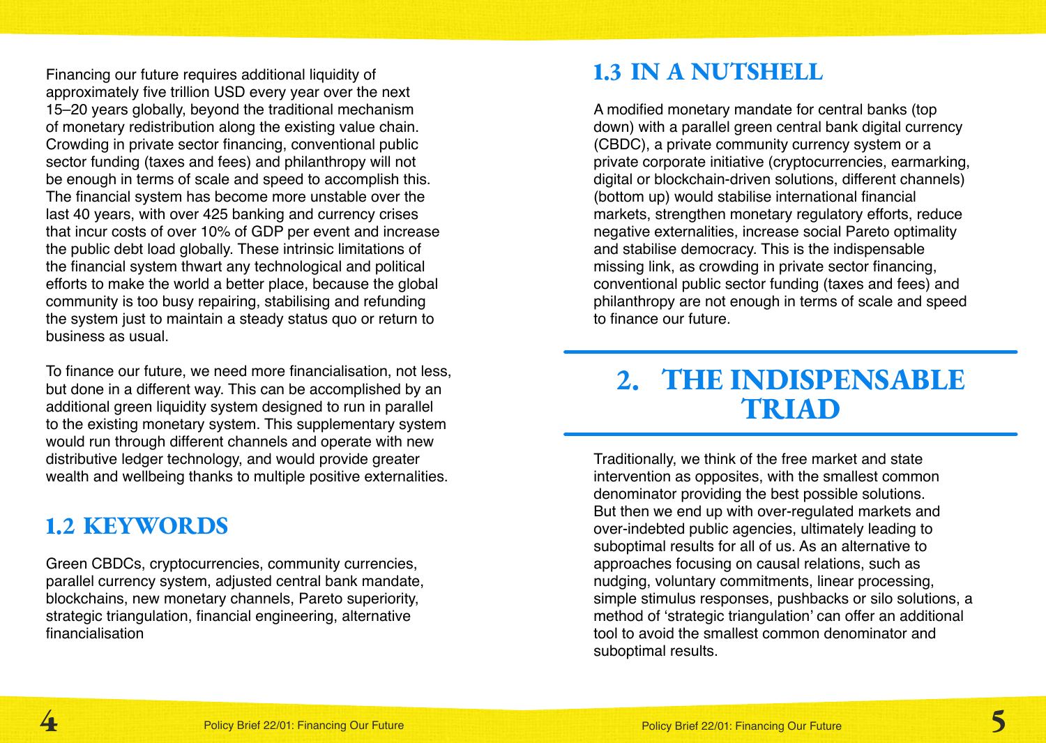Financing our future requires additional liquidity of approximately five trillion USD every year over the next 15–20 years globally, beyond the traditional mechanism of monetary redistribution along the existing value chain. Crowding in private sector financing, conventional public sector funding (taxes and fees) and philanthropy will not be enough in terms of scale and speed to accomplish this. The financial system has become more unstable over the last 40 years, with over 425 banking and currency crises that incur costs of over 10% of GDP per event and increase the public debt load globally. These intrinsic limitations of the financial system thwart any technological and political efforts to make the world a better place, because the global community is too busy repairing, stabilising and refunding the system just to maintain a steady status quo or return to business as usual.

To finance our future, we need more financialisation, not less, but done in a different way. This can be accomplished by an additional green liquidity system designed to run in parallel to the existing monetary system. This supplementary system would run through different channels and operate with new distributive ledger technology, and would provide greater wealth and wellbeing thanks to multiple positive externalities.

## 1.2 KEYWORDS

Green CBDCs, cryptocurrencies, community currencies, parallel currency system, adjusted central bank mandate, blockchains, new monetary channels, Pareto superiority, strategic triangulation, financial engineering, alternative financialisation

## 1.3 IN A NUTSHELL

A modified monetary mandate for central banks (top down) with a parallel green central bank digital currency (CBDC), a private community currency system or a private corporate initiative (cryptocurrencies, earmarking, digital or blockchain-driven solutions, different channels) (bottom up) would stabilise international financial markets, strengthen monetary regulatory efforts, reduce negative externalities, increase social Pareto optimality and stabilise democracy. This is the indispensable missing link, as crowding in private sector financing, conventional public sector funding (taxes and fees) and philanthropy are not enough in terms of scale and speed to finance our future.

# 2. THE INDISPENSABLE TRIAD

Traditionally, we think of the free market and state intervention as opposites, with the smallest common denominator providing the best possible solutions. But then we end up with over-regulated markets and over-indebted public agencies, ultimately leading to suboptimal results for all of us. As an alternative to approaches focusing on causal relations, such as nudging, voluntary commitments, linear processing, simple stimulus responses, pushbacks or silo solutions, a method of 'strategic triangulation' can offer an additional tool to avoid the smallest common denominator and suboptimal results.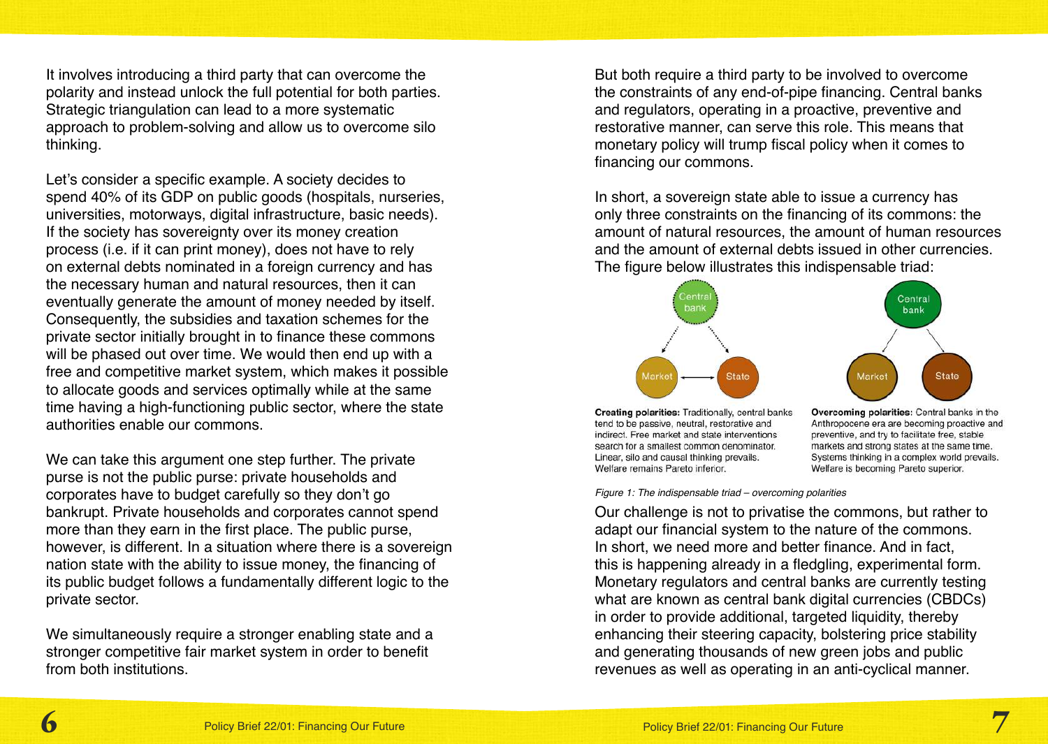It involves introducing a third party that can overcome the polarity and instead unlock the full potential for both parties. Strategic triangulation can lead to a more systematic approach to problem-solving and allow us to overcome silo thinking.

Let's consider a specific example. A society decides to spend 40% of its GDP on public goods (hospitals, nurseries, universities, motorways, digital infrastructure, basic needs). If the society has sovereignty over its money creation process (i.e. if it can print money), does not have to rely on external debts nominated in a foreign currency and has the necessary human and natural resources, then it can eventually generate the amount of money needed by itself. Consequently, the subsidies and taxation schemes for the private sector initially brought in to finance these commons will be phased out over time. We would then end up with a free and competitive market system, which makes it possible to allocate goods and services optimally while at the same time having a high-functioning public sector, where the state authorities enable our commons.

We can take this argument one step further. The private purse is not the public purse: private households and corporates have to budget carefully so they don't go bankrupt. Private households and corporates cannot spend more than they earn in the first place. The public purse, however, is different. In a situation where there is a sovereign nation state with the ability to issue money, the financing of its public budget follows a fundamentally different logic to the private sector.

We simultaneously require a stronger enabling state and a stronger competitive fair market system in order to benefit from both institutions.

But both require a third party to be involved to overcome the constraints of any end-of-pipe financing. Central banks and regulators, operating in a proactive, preventive and restorative manner, can serve this role. This means that monetary policy will trump fiscal policy when it comes to financing our commons.

In short, a sovereign state able to issue a currency has only three constraints on the financing of its commons: the amount of natural resources, the amount of human resources and the amount of external debts issued in other currencies. The figure below illustrates this indispensable triad:

Central bank — Market — State | Central bank — Market — State

**Creating polarities:** Traditionally, central banks tend to be passive, neutral, restorative and indirect. Free market and state interventions search for a smallest common denominator. Linear, silo and causal thinking prevails. Welfare remains Pareto inferior.

**Overcoming polarities:** Central banks in the Anthropocene era are becoming proactive and preventive, and try to facilitate free, stable markets and strong states at the same time. Systems thinking in a complex world prevails. Welfare is becoming Pareto superior.

*Figure 1: The indispensable triad – overcoming polarities*

Our challenge is not to privatise the commons, but rather to adapt our financial system to the nature of the commons. In short, we need more and better finance. And in fact, this is happening already in a fledgling, experimental form. Monetary regulators and central banks are currently testing what are known as central bank digital currencies (CBDCs) in order to provide additional, targeted liquidity, thereby enhancing their steering capacity, bolstering price stability and generating thousands of new green jobs and public revenues as well as operating in an anti-cyclical manner.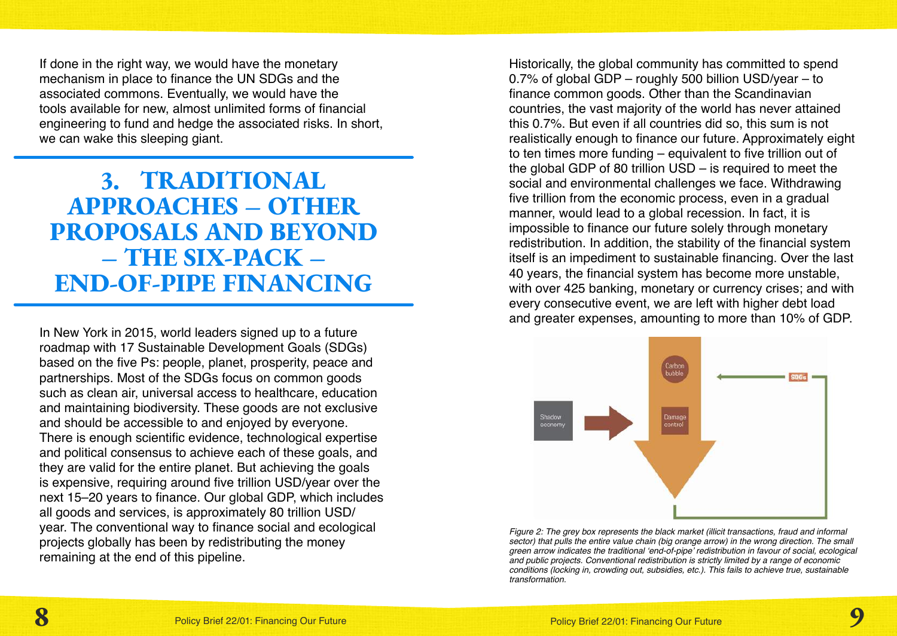If done in the right way, we would have the monetary mechanism in place to finance the UN SDGs and the associated commons. Eventually, we would have the tools available for new, almost unlimited forms of financial engineering to fund and hedge the associated risks. In short, we can wake this sleeping giant.

# 3. TRADITIONAL APPROACHES – OTHER PROPOSALS AND BEYOND – THE SIX-PACK – END-OF-PIPE FINANCING

In New York in 2015, world leaders signed up to a future roadmap with 17 Sustainable Development Goals (SDGs) based on the five Ps: people, planet, prosperity, peace and partnerships. Most of the SDGs focus on common goods such as clean air, universal access to healthcare, education and maintaining biodiversity. These goods are not exclusive and should be accessible to and enjoyed by everyone. There is enough scientific evidence, technological expertise and political consensus to achieve each of these goals, and they are valid for the entire planet. But achieving the goals is expensive, requiring around five trillion USD/year over the next 15–20 years to finance. Our global GDP, which includes all goods and services, is approximately 80 trillion USD/year. The conventional way to finance social and ecological projects globally has been by redistributing the money remaining at the end of this pipeline.

Historically, the global community has committed to spend 0.7% of global GDP – roughly 500 billion USD/year – to finance common goods. Other than the Scandinavian countries, the vast majority of the world has never attained this 0.7%. But even if all countries did so, this sum is not realistically enough to finance our future. Approximately eight to ten times more funding – equivalent to five trillion out of the global GDP of 80 trillion USD – is required to meet the social and environmental challenges we face. Withdrawing five trillion from the economic process, even in a gradual manner, would lead to a global recession. In fact, it is impossible to finance our future solely through monetary redistribution. In addition, the stability of the financial system itself is an impediment to sustainable financing. Over the last 40 years, the financial system has become more unstable, with over 425 banking, monetary or currency crises; and with every consecutive event, we are left with higher debt load and greater expenses, amounting to more than 10% of GDP.

*Figure 2: The grey box represents the black market (illicit transactions, fraud and informal sector) that pulls the entire value chain (big orange arrow) in the wrong direction. The small green arrow indicates the traditional 'end-of-pipe' redistribution in favour of social, ecological and public projects. Conventional redistribution is strictly limited by a range of economic conditions (locking in, crowding out, subsidies, etc.). This fails to achieve true, sustainable transformation.*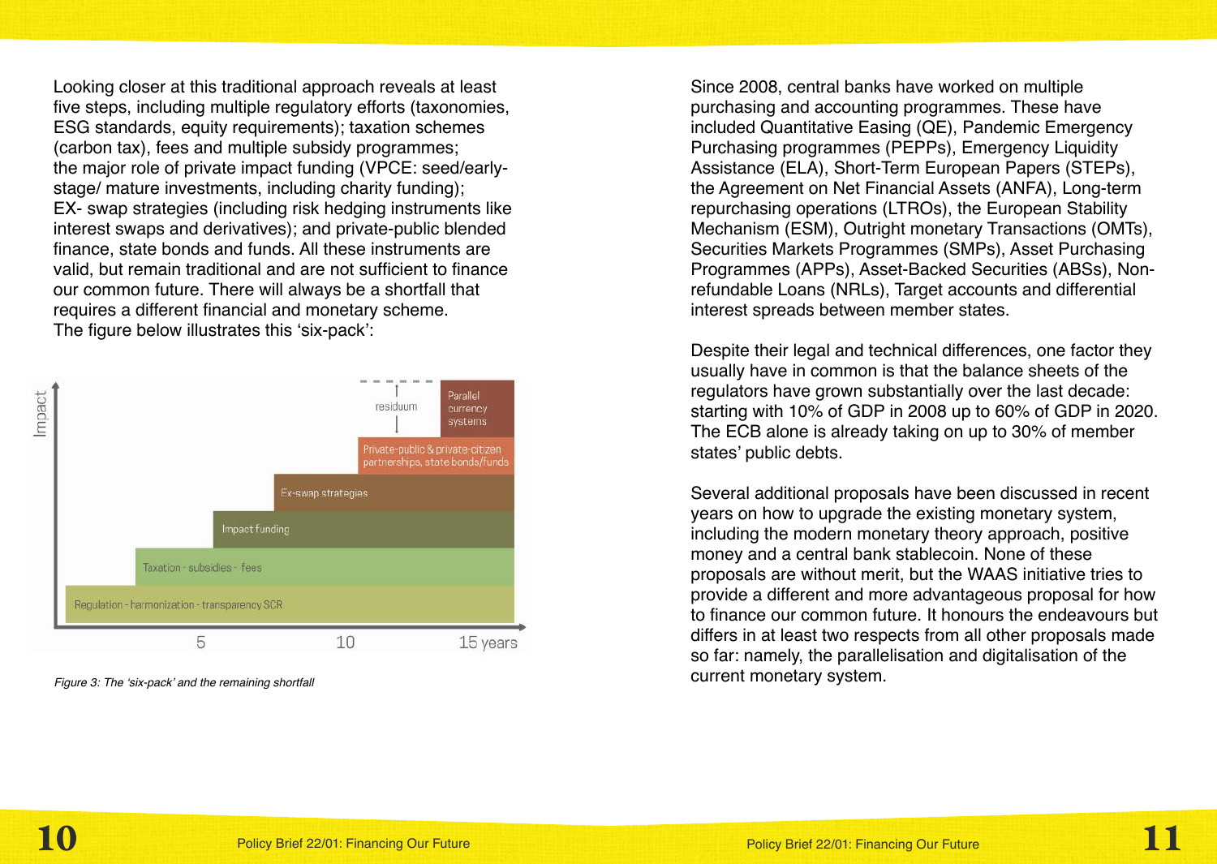Looking closer at this traditional approach reveals at least five steps, including multiple regulatory efforts (taxonomies, ESG standards, equity requirements); taxation schemes (carbon tax), fees and multiple subsidy programmes; the major role of private impact funding (VPCE: seed/early-stage/ mature investments, including charity funding); EX- swap strategies (including risk hedging instruments like interest swaps and derivatives); and private-public blended finance, state bonds and funds. All these instruments are valid, but remain traditional and are not sufficient to finance our common future. There will always be a shortfall that requires a different financial and monetary scheme. The figure below illustrates this 'six-pack':

*Figure 3: The 'six-pack' and the remaining shortfall*

Since 2008, central banks have worked on multiple purchasing and accounting programmes. These have included Quantitative Easing (QE), Pandemic Emergency Purchasing programmes (PEPPs), Emergency Liquidity Assistance (ELA), Short-Term European Papers (STEPs), the Agreement on Net Financial Assets (ANFA), Long-term repurchasing operations (LTROs), the European Stability Mechanism (ESM), Outright monetary Transactions (OMTs), Securities Markets Programmes (SMPs), Asset Purchasing Programmes (APPs), Asset-Backed Securities (ABSs), Non-refundable Loans (NRLs), Target accounts and differential interest spreads between member states.

Despite their legal and technical differences, one factor they usually have in common is that the balance sheets of the regulators have grown substantially over the last decade: starting with 10% of GDP in 2008 up to 60% of GDP in 2020. The ECB alone is already taking on up to 30% of member states' public debts.

Several additional proposals have been discussed in recent years on how to upgrade the existing monetary system, including the modern monetary theory approach, positive money and a central bank stablecoin. None of these proposals are without merit, but the WAAS initiative tries to provide a different and more advantageous proposal for how to finance our common future. It honours the endeavours but differs in at least two respects from all other proposals made so far: namely, the parallelisation and digitalisation of the current monetary system.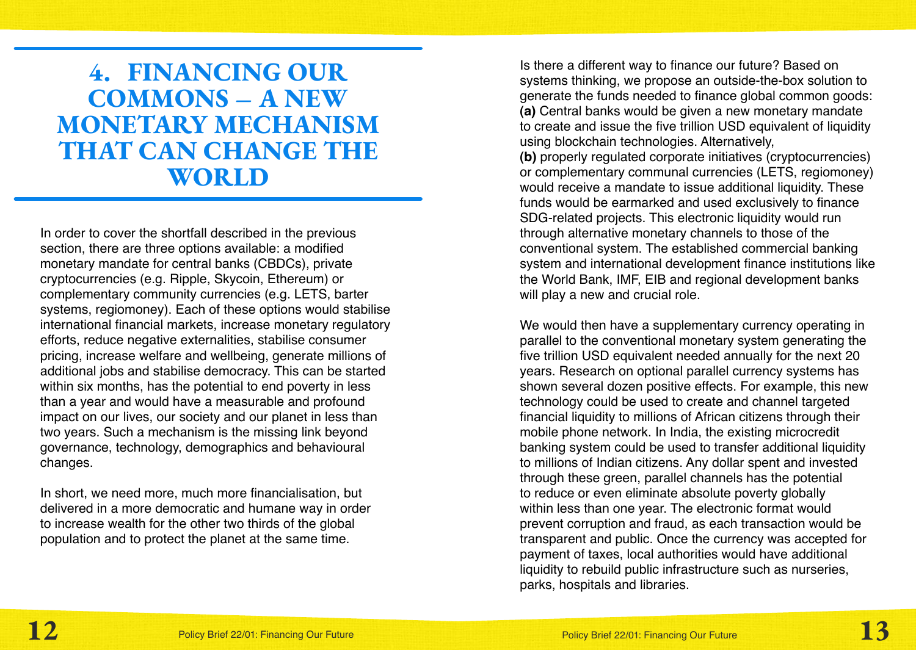# 4. FINANCING OUR COMMONS – A NEW MONETARY MECHANISM THAT CAN CHANGE THE WORLD

In order to cover the shortfall described in the previous section, there are three options available: a modified monetary mandate for central banks (CBDCs), private cryptocurrencies (e.g. Ripple, Skycoin, Ethereum) or complementary community currencies (e.g. LETS, barter systems, regiomoney). Each of these options would stabilise international financial markets, increase monetary regulatory efforts, reduce negative externalities, stabilise consumer pricing, increase welfare and wellbeing, generate millions of additional jobs and stabilise democracy. This can be started within six months, has the potential to end poverty in less than a year and would have a measurable and profound impact on our lives, our society and our planet in less than two years. Such a mechanism is the missing link beyond governance, technology, demographics and behavioural changes.

In short, we need more, much more financialisation, but delivered in a more democratic and humane way in order to increase wealth for the other two thirds of the global population and to protect the planet at the same time.

Is there a different way to finance our future? Based on systems thinking, we propose an outside-the-box solution to generate the funds needed to finance global common goods:
**(a)** Central banks would be given a new monetary mandate to create and issue the five trillion USD equivalent of liquidity using blockchain technologies. Alternatively,
**(b)** properly regulated corporate initiatives (cryptocurrencies) or complementary communal currencies (LETS, regiomoney) would receive a mandate to issue additional liquidity. These funds would be earmarked and used exclusively to finance SDG-related projects. This electronic liquidity would run through alternative monetary channels to those of the conventional system. The established commercial banking system and international development finance institutions like the World Bank, IMF, EIB and regional development banks will play a new and crucial role.

We would then have a supplementary currency operating in parallel to the conventional monetary system generating the five trillion USD equivalent needed annually for the next 20 years. Research on optional parallel currency systems has shown several dozen positive effects. For example, this new technology could be used to create and channel targeted financial liquidity to millions of African citizens through their mobile phone network. In India, the existing microcredit banking system could be used to transfer additional liquidity to millions of Indian citizens. Any dollar spent and invested through these green, parallel channels has the potential to reduce or even eliminate absolute poverty globally within less than one year. The electronic format would prevent corruption and fraud, as each transaction would be transparent and public. Once the currency was accepted for payment of taxes, local authorities would have additional liquidity to rebuild public infrastructure such as nurseries, parks, hospitals and libraries.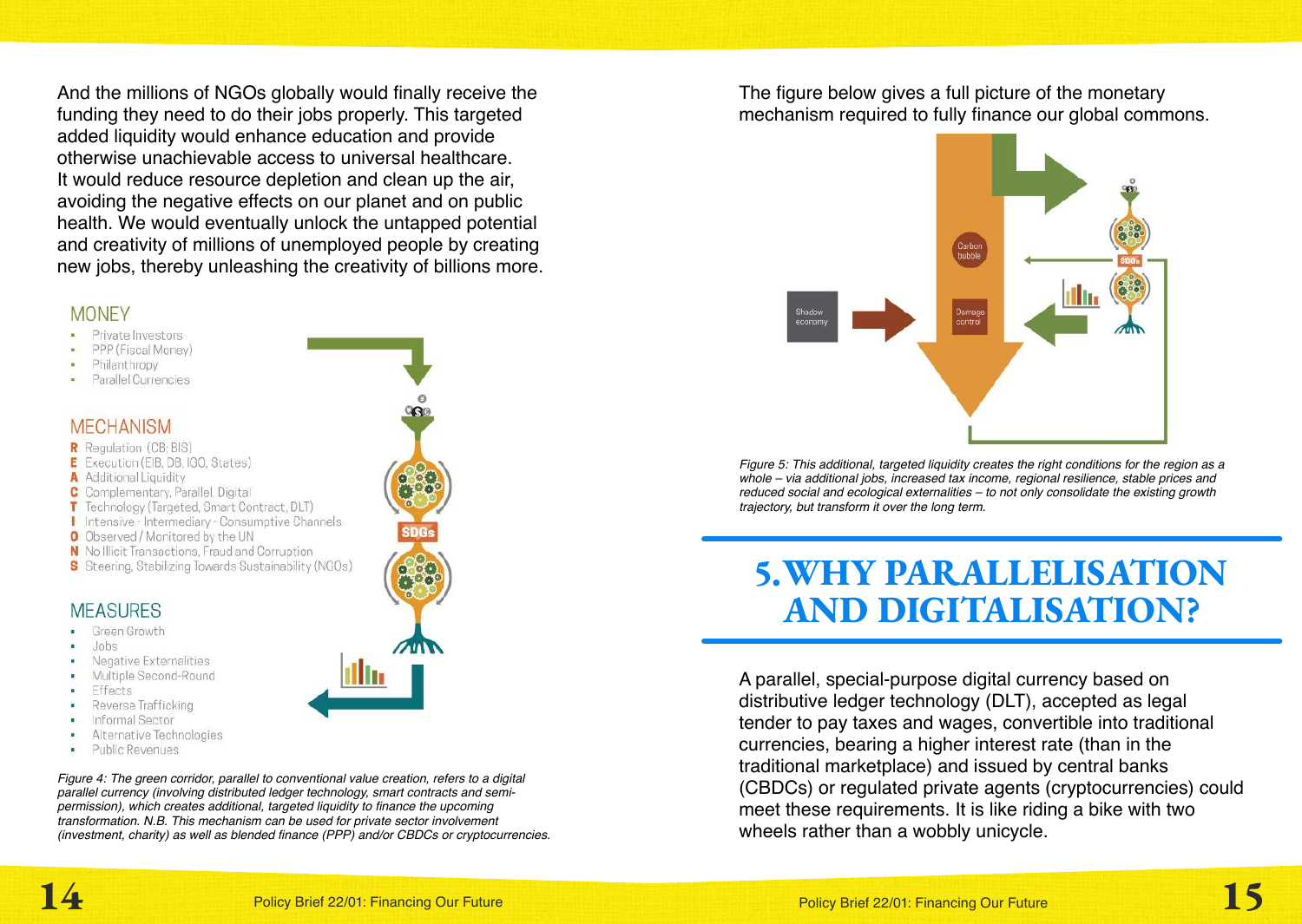And the millions of NGOs globally would finally receive the funding they need to do their jobs properly. This targeted added liquidity would enhance education and provide otherwise unachievable access to universal healthcare. It would reduce resource depletion and clean up the air, avoiding the negative effects on our planet and on public health. We would eventually unlock the untapped potential and creativity of millions of unemployed people by creating new jobs, thereby unleashing the creativity of billions more.

MONEY

- Private Investors
- PPP (Fiscal Money)
- Philanthropy
- Parallel Currencies

MECHANISM

**R** Regulation (CB; BIS)
**E** Execution (EIB, DB, IGO, States)
**A** Additional Liquidity
**C** Complementary, Parallel, Digital
**T** Technology (Targeted, Smart Contract, DLT)
**I** Intensive - Intermediary - Consumptive Channels
**O** Observed / Monitored by the UN
**N** No Illicit Transactions, Fraud and Corruption
**S** Steering, Stabilizing Towards Sustainability (NGOs)

MEASURES

- Green Growth
- Jobs
- Negative Externalities
- Multiple Second-Round
- Effects
- Reverse Trafficking
- Informal Sector
- Alternative Technologies
- Public Revenues

*Figure 4: The green corridor, parallel to conventional value creation, refers to a digital parallel currency (involving distributed ledger technology, smart contracts and semi-permission), which creates additional, targeted liquidity to finance the upcoming transformation. N.B. This mechanism can be used for private sector involvement (investment, charity) as well as blended finance (PPP) and/or CBDCs or cryptocurrencies.*

The figure below gives a full picture of the monetary mechanism required to fully finance our global commons.

*Figure 5: This additional, targeted liquidity creates the right conditions for the region as a whole – via additional jobs, increased tax income, regional resilience, stable prices and reduced social and ecological externalities – to not only consolidate the existing growth trajectory, but transform it over the long term.*

# 5. WHY PARALLELISATION AND DIGITALISATION?

A parallel, special-purpose digital currency based on distributive ledger technology (DLT), accepted as legal tender to pay taxes and wages, convertible into traditional currencies, bearing a higher interest rate (than in the traditional marketplace) and issued by central banks (CBDCs) or regulated private agents (cryptocurrencies) could meet these requirements. It is like riding a bike with two wheels rather than a wobbly unicycle.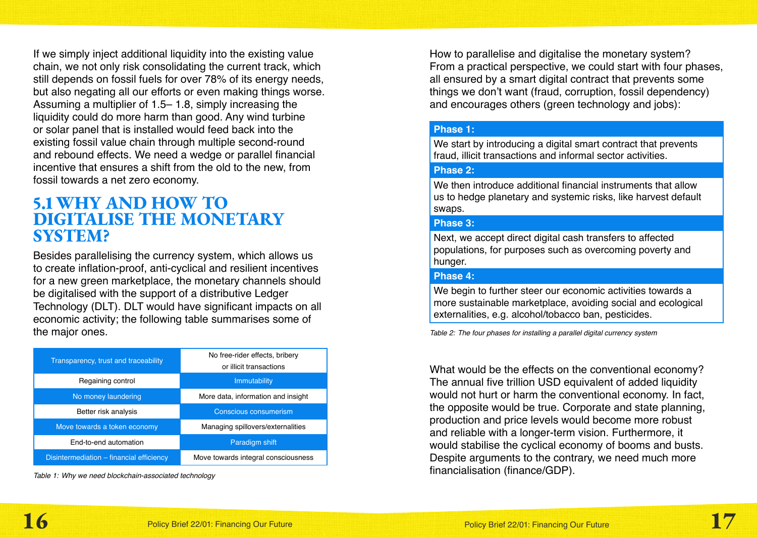If we simply inject additional liquidity into the existing value chain, we not only risk consolidating the current track, which still depends on fossil fuels for over 78% of its energy needs, but also negating all our efforts or even making things worse. Assuming a multiplier of 1.5– 1.8, simply increasing the liquidity could do more harm than good. Any wind turbine or solar panel that is installed would feed back into the existing fossil value chain through multiple second-round and rebound effects. We need a wedge or parallel financial incentive that ensures a shift from the old to the new, from fossil towards a net zero economy.

## 5.1 WHY AND HOW TO DIGITALISE THE MONETARY SYSTEM?

Besides parallelising the currency system, which allows us to create inflation-proof, anti-cyclical and resilient incentives for a new green marketplace, the monetary channels should be digitalised with the support of a distributive Ledger Technology (DLT). DLT would have significant impacts on all economic activity; the following table summarises some of the major ones.

| | |
|---|---|
| Transparency, trust and traceability | No free-rider effects, bribery or illicit transactions |
| Regaining control | Immutability |
| No money laundering | More data, information and insight |
| Better risk analysis | Conscious consumerism |
| Move towards a token economy | Managing spillovers/externalities |
| End-to-end automation | Paradigm shift |
| Disintermediation – financial efficiency | Move towards integral consciousness |

*Table 1: Why we need blockchain-associated technology*

How to parallelise and digitalise the monetary system? From a practical perspective, we could start with four phases, all ensured by a smart digital contract that prevents some things we don't want (fraud, corruption, fossil dependency) and encourages others (green technology and jobs):

| |
|---|
| **Phase 1:** |
| We start by introducing a digital smart contract that prevents fraud, illicit transactions and informal sector activities. |
| **Phase 2:** |
| We then introduce additional financial instruments that allow us to hedge planetary and systemic risks, like harvest default swaps. |
| **Phase 3:** |
| Next, we accept direct digital cash transfers to affected populations, for purposes such as overcoming poverty and hunger. |
| **Phase 4:** |
| We begin to further steer our economic activities towards a more sustainable marketplace, avoiding social and ecological externalities, e.g. alcohol/tobacco ban, pesticides. |

*Table 2: The four phases for installing a parallel digital currency system*

What would be the effects on the conventional economy? The annual five trillion USD equivalent of added liquidity would not hurt or harm the conventional economy. In fact, the opposite would be true. Corporate and state planning, production and price levels would become more robust and reliable with a longer-term vision. Furthermore, it would stabilise the cyclical economy of booms and busts. Despite arguments to the contrary, we need much more financialisation (finance/GDP).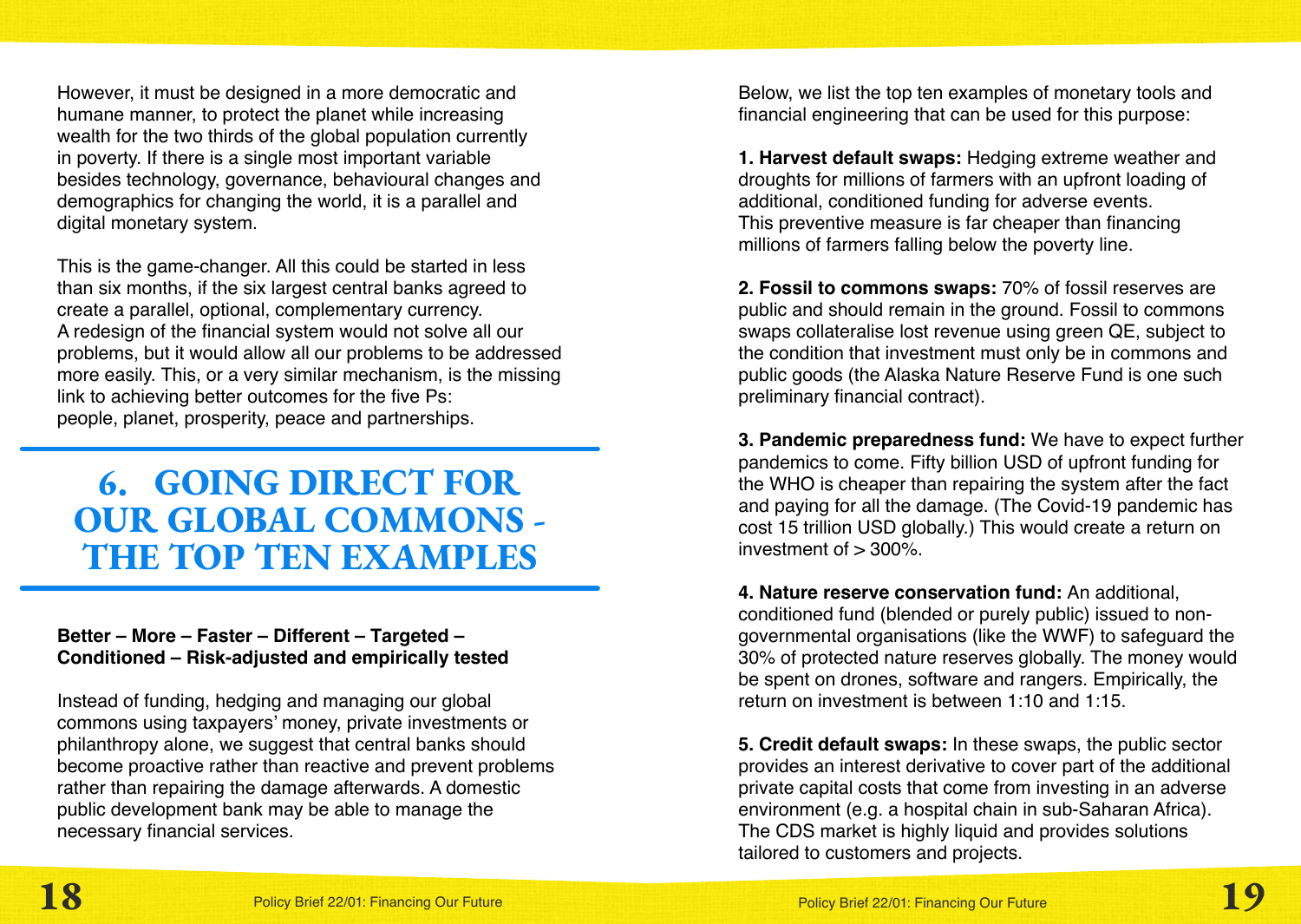However, it must be designed in a more democratic and humane manner, to protect the planet while increasing wealth for the two thirds of the global population currently in poverty. If there is a single most important variable besides technology, governance, behavioural changes and demographics for changing the world, it is a parallel and digital monetary system.

This is the game-changer. All this could be started in less than six months, if the six largest central banks agreed to create a parallel, optional, complementary currency. A redesign of the financial system would not solve all our problems, but it would allow all our problems to be addressed more easily. This, or a very similar mechanism, is the missing link to achieving better outcomes for the five Ps: people, planet, prosperity, peace and partnerships.

## 6. GOING DIRECT FOR OUR GLOBAL COMMONS - THE TOP TEN EXAMPLES

**Better – More – Faster – Different – Targeted – Conditioned – Risk-adjusted and empirically tested**

Instead of funding, hedging and managing our global commons using taxpayers' money, private investments or philanthropy alone, we suggest that central banks should become proactive rather than reactive and prevent problems rather than repairing the damage afterwards. A domestic public development bank may be able to manage the necessary financial services.

Below, we list the top ten examples of monetary tools and financial engineering that can be used for this purpose:

**1. Harvest default swaps:** Hedging extreme weather and droughts for millions of farmers with an upfront loading of additional, conditioned funding for adverse events. This preventive measure is far cheaper than financing millions of farmers falling below the poverty line.

**2. Fossil to commons swaps:** 70% of fossil reserves are public and should remain in the ground. Fossil to commons swaps collateralise lost revenue using green QE, subject to the condition that investment must only be in commons and public goods (the Alaska Nature Reserve Fund is one such preliminary financial contract).

**3. Pandemic preparedness fund:** We have to expect further pandemics to come. Fifty billion USD of upfront funding for the WHO is cheaper than repairing the system after the fact and paying for all the damage. (The Covid-19 pandemic has cost 15 trillion USD globally.) This would create a return on investment of > 300%.

**4. Nature reserve conservation fund:** An additional, conditioned fund (blended or purely public) issued to non-governmental organisations (like the WWF) to safeguard the 30% of protected nature reserves globally. The money would be spent on drones, software and rangers. Empirically, the return on investment is between 1:10 and 1:15.

**5. Credit default swaps:** In these swaps, the public sector provides an interest derivative to cover part of the additional private capital costs that come from investing in an adverse environment (e.g. a hospital chain in sub-Saharan Africa). The CDS market is highly liquid and provides solutions tailored to customers and projects.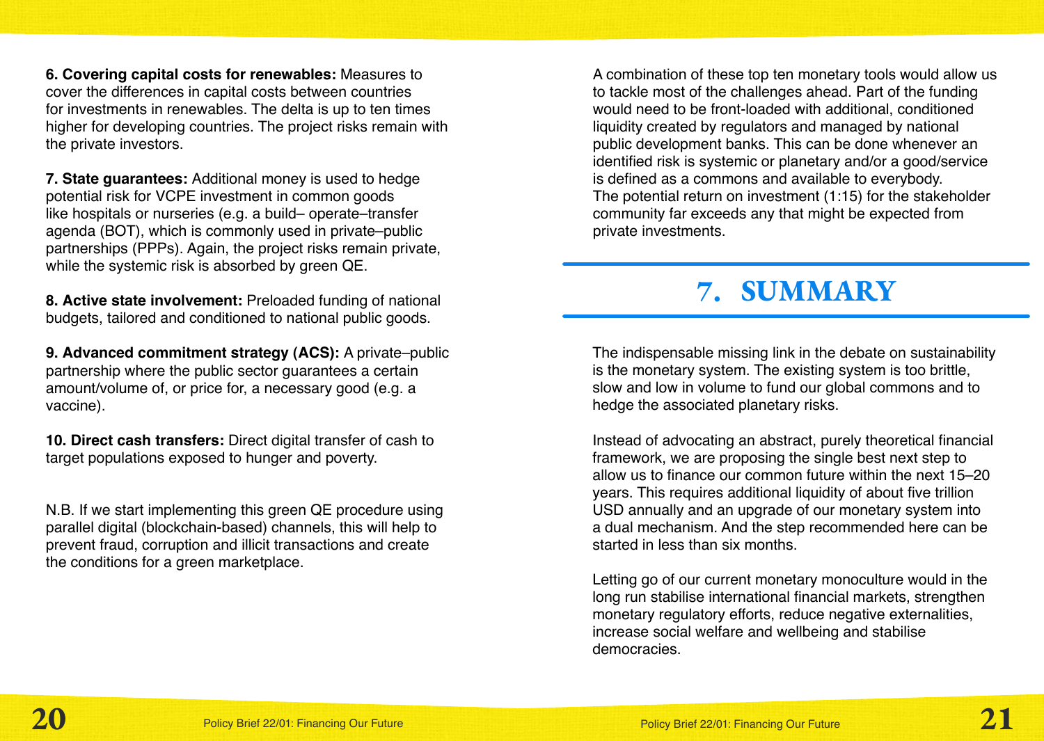**6. Covering capital costs for renewables:** Measures to cover the differences in capital costs between countries for investments in renewables. The delta is up to ten times higher for developing countries. The project risks remain with the private investors.

**7. State guarantees:** Additional money is used to hedge potential risk for VCPE investment in common goods like hospitals or nurseries (e.g. a build– operate–transfer agenda (BOT), which is commonly used in private–public partnerships (PPPs). Again, the project risks remain private, while the systemic risk is absorbed by green QE.

**8. Active state involvement:** Preloaded funding of national budgets, tailored and conditioned to national public goods.

**9. Advanced commitment strategy (ACS):** A private–public partnership where the public sector guarantees a certain amount/volume of, or price for, a necessary good (e.g. a vaccine).

**10. Direct cash transfers:** Direct digital transfer of cash to target populations exposed to hunger and poverty.

N.B. If we start implementing this green QE procedure using parallel digital (blockchain-based) channels, this will help to prevent fraud, corruption and illicit transactions and create the conditions for a green marketplace.

A combination of these top ten monetary tools would allow us to tackle most of the challenges ahead. Part of the funding would need to be front-loaded with additional, conditioned liquidity created by regulators and managed by national public development banks. This can be done whenever an identified risk is systemic or planetary and/or a good/service is defined as a commons and available to everybody.
The potential return on investment (1:15) for the stakeholder community far exceeds any that might be expected from private investments.

# 7. SUMMARY

The indispensable missing link in the debate on sustainability is the monetary system. The existing system is too brittle, slow and low in volume to fund our global commons and to hedge the associated planetary risks.

Instead of advocating an abstract, purely theoretical financial framework, we are proposing the single best next step to allow us to finance our common future within the next 15–20 years. This requires additional liquidity of about five trillion USD annually and an upgrade of our monetary system into a dual mechanism. And the step recommended here can be started in less than six months.

Letting go of our current monetary monoculture would in the long run stabilise international financial markets, strengthen monetary regulatory efforts, reduce negative externalities, increase social welfare and wellbeing and stabilise democracies.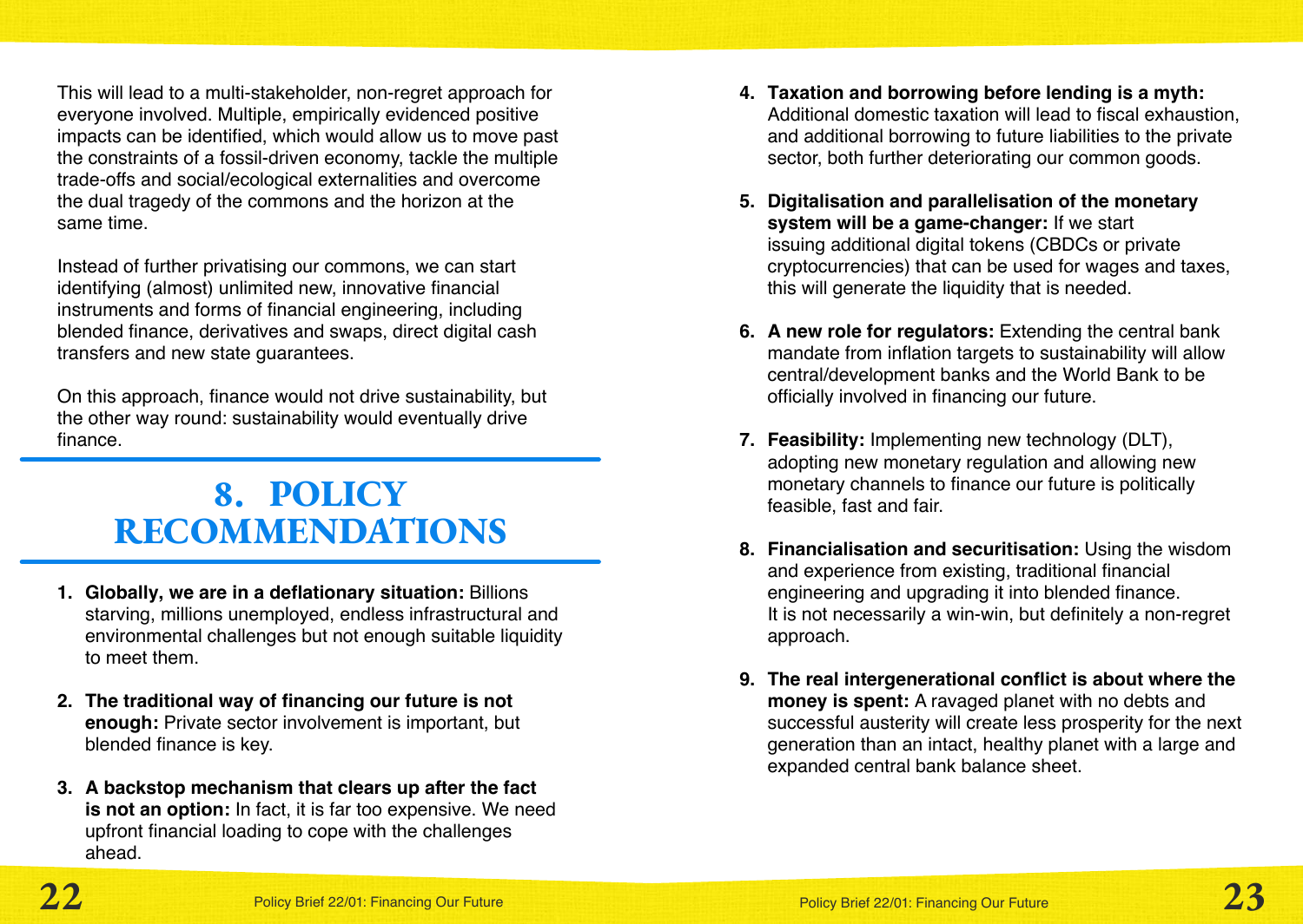This will lead to a multi-stakeholder, non-regret approach for everyone involved. Multiple, empirically evidenced positive impacts can be identified, which would allow us to move past the constraints of a fossil-driven economy, tackle the multiple trade-offs and social/ecological externalities and overcome the dual tragedy of the commons and the horizon at the same time.

Instead of further privatising our commons, we can start identifying (almost) unlimited new, innovative financial instruments and forms of financial engineering, including blended finance, derivatives and swaps, direct digital cash transfers and new state guarantees.

On this approach, finance would not drive sustainability, but the other way round: sustainability would eventually drive finance.

# 8. POLICY RECOMMENDATIONS

1. **Globally, we are in a deflationary situation:** Billions starving, millions unemployed, endless infrastructural and environmental challenges but not enough suitable liquidity to meet them.

2. **The traditional way of financing our future is not enough:** Private sector involvement is important, but blended finance is key.

3. **A backstop mechanism that clears up after the fact is not an option:** In fact, it is far too expensive. We need upfront financial loading to cope with the challenges ahead.

4. **Taxation and borrowing before lending is a myth:** Additional domestic taxation will lead to fiscal exhaustion, and additional borrowing to future liabilities to the private sector, both further deteriorating our common goods.

5. **Digitalisation and parallelisation of the monetary system will be a game-changer:** If we start issuing additional digital tokens (CBDCs or private cryptocurrencies) that can be used for wages and taxes, this will generate the liquidity that is needed.

6. **A new role for regulators:** Extending the central bank mandate from inflation targets to sustainability will allow central/development banks and the World Bank to be officially involved in financing our future.

7. **Feasibility:** Implementing new technology (DLT), adopting new monetary regulation and allowing new monetary channels to finance our future is politically feasible, fast and fair.

8. **Financialisation and securitisation:** Using the wisdom and experience from existing, traditional financial engineering and upgrading it into blended finance. It is not necessarily a win-win, but definitely a non-regret approach.

9. **The real intergenerational conflict is about where the money is spent:** A ravaged planet with no debts and successful austerity will create less prosperity for the next generation than an intact, healthy planet with a large and expanded central bank balance sheet.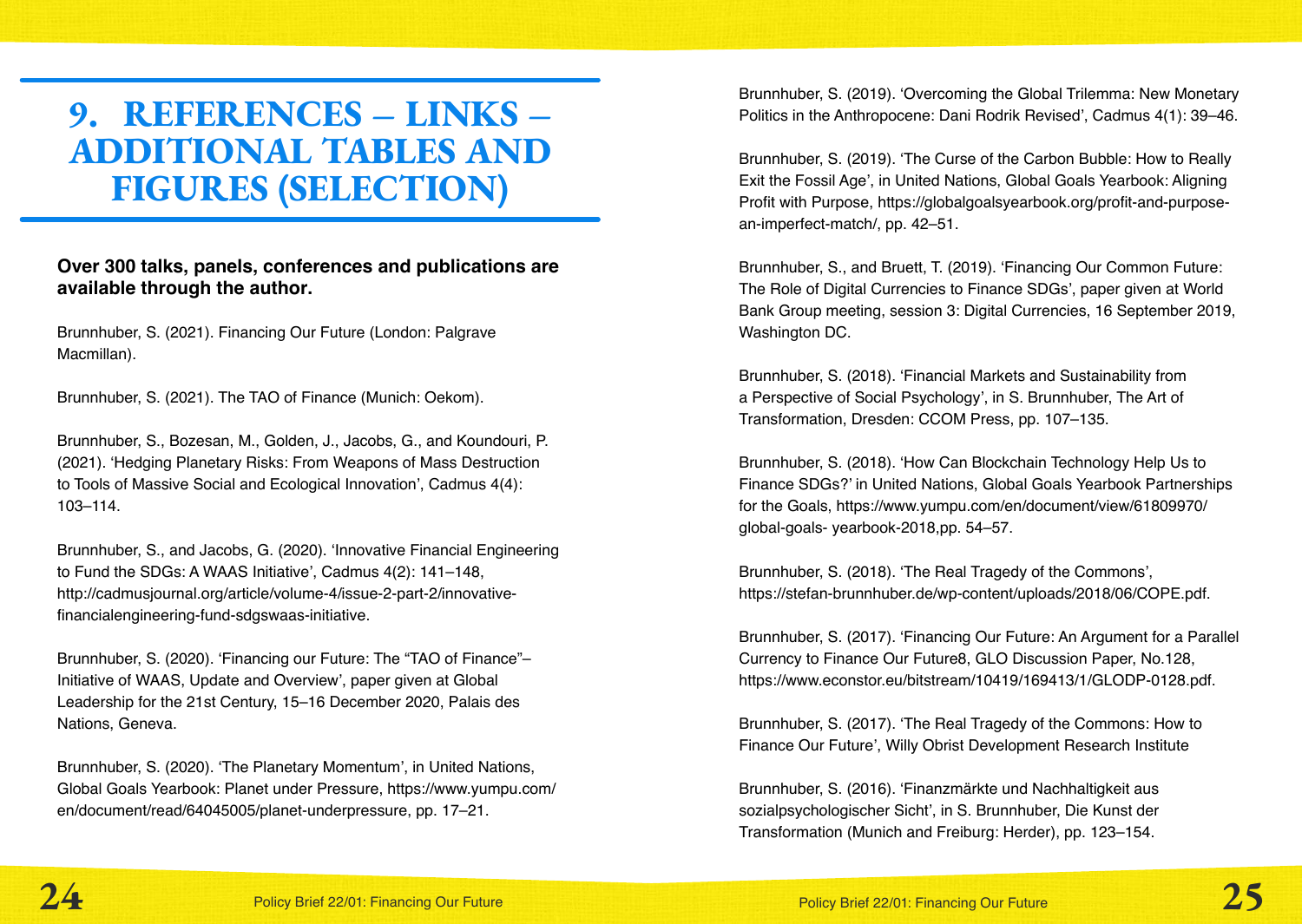# 9. REFERENCES – LINKS – ADDITIONAL TABLES AND FIGURES (SELECTION)

**Over 300 talks, panels, conferences and publications are available through the author.**

Brunnhuber, S. (2021). Financing Our Future (London: Palgrave Macmillan).

Brunnhuber, S. (2021). The TAO of Finance (Munich: Oekom).

Brunnhuber, S., Bozesan, M., Golden, J., Jacobs, G., and Koundouri, P. (2021). 'Hedging Planetary Risks: From Weapons of Mass Destruction to Tools of Massive Social and Ecological Innovation', Cadmus 4(4): 103–114.

Brunnhuber, S., and Jacobs, G. (2020). 'Innovative Financial Engineering to Fund the SDGs: A WAAS Initiative', Cadmus 4(2): 141–148, http://cadmusjournal.org/article/volume-4/issue-2-part-2/innovative-financialengineering-fund-sdgswaas-initiative.

Brunnhuber, S. (2020). 'Financing our Future: The "TAO of Finance"– Initiative of WAAS, Update and Overview', paper given at Global Leadership for the 21st Century, 15–16 December 2020, Palais des Nations, Geneva.

Brunnhuber, S. (2020). 'The Planetary Momentum', in United Nations, Global Goals Yearbook: Planet under Pressure, https://www.yumpu.com/en/document/read/64045005/planet-underpressure, pp. 17–21.

Brunnhuber, S. (2019). 'Overcoming the Global Trilemma: New Monetary Politics in the Anthropocene: Dani Rodrik Revised', Cadmus 4(1): 39–46.

Brunnhuber, S. (2019). 'The Curse of the Carbon Bubble: How to Really Exit the Fossil Age', in United Nations, Global Goals Yearbook: Aligning Profit with Purpose, https://globalgoalsyearbook.org/profit-and-purpose-an-imperfect-match/, pp. 42–51.

Brunnhuber, S., and Bruett, T. (2019). 'Financing Our Common Future: The Role of Digital Currencies to Finance SDGs', paper given at World Bank Group meeting, session 3: Digital Currencies, 16 September 2019, Washington DC.

Brunnhuber, S. (2018). 'Financial Markets and Sustainability from a Perspective of Social Psychology', in S. Brunnhuber, The Art of Transformation, Dresden: CCOM Press, pp. 107–135.

Brunnhuber, S. (2018). 'How Can Blockchain Technology Help Us to Finance SDGs?' in United Nations, Global Goals Yearbook Partnerships for the Goals, https://www.yumpu.com/en/document/view/61809970/global-goals- yearbook-2018,pp. 54–57.

Brunnhuber, S. (2018). 'The Real Tragedy of the Commons', https://stefan-brunnhuber.de/wp-content/uploads/2018/06/COPE.pdf.

Brunnhuber, S. (2017). 'Financing Our Future: An Argument for a Parallel Currency to Finance Our Future8, GLO Discussion Paper, No.128, https://www.econstor.eu/bitstream/10419/169413/1/GLODP-0128.pdf.

Brunnhuber, S. (2017). 'The Real Tragedy of the Commons: How to Finance Our Future', Willy Obrist Development Research Institute

Brunnhuber, S. (2016). 'Finanzmärkte und Nachhaltigkeit aus sozialpsychologischer Sicht', in S. Brunnhuber, Die Kunst der Transformation (Munich and Freiburg: Herder), pp. 123–154.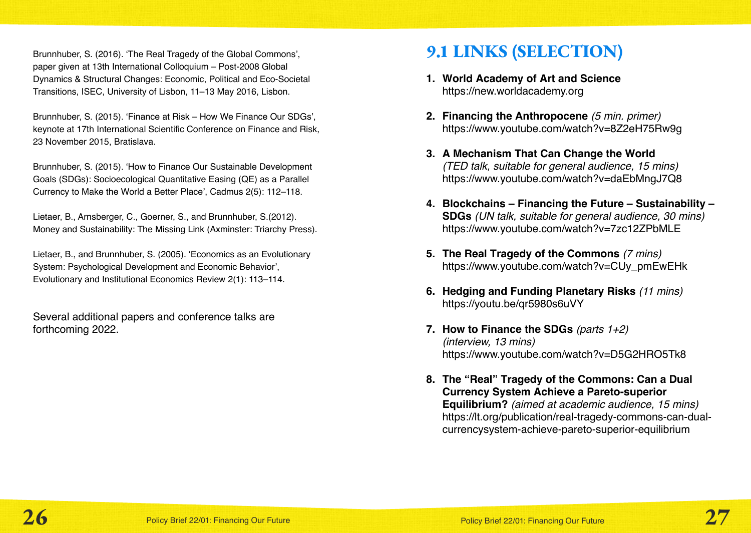Brunnhuber, S. (2016). 'The Real Tragedy of the Global Commons', paper given at 13th International Colloquium – Post-2008 Global Dynamics & Structural Changes: Economic, Political and Eco-Societal Transitions, ISEC, University of Lisbon, 11–13 May 2016, Lisbon.

Brunnhuber, S. (2015). 'Finance at Risk – How We Finance Our SDGs', keynote at 17th International Scientific Conference on Finance and Risk, 23 November 2015, Bratislava.

Brunnhuber, S. (2015). 'How to Finance Our Sustainable Development Goals (SDGs): Socioecological Quantitative Easing (QE) as a Parallel Currency to Make the World a Better Place', Cadmus 2(5): 112–118.

Lietaer, B., Arnsberger, C., Goerner, S., and Brunnhuber, S.(2012). Money and Sustainability: The Missing Link (Axminster: Triarchy Press).

Lietaer, B., and Brunnhuber, S. (2005). 'Economics as an Evolutionary System: Psychological Development and Economic Behavior', Evolutionary and Institutional Economics Review 2(1): 113–114.

Several additional papers and conference talks are forthcoming 2022.

## 9.1 LINKS (SELECTION)

1. **World Academy of Art and Science**
   https://new.worldacademy.org

2. **Financing the Anthropocene** *(5 min. primer)*
   https://www.youtube.com/watch?v=8Z2eH75Rw9g

3. **A Mechanism That Can Change the World**
   *(TED talk, suitable for general audience, 15 mins)*
   https://www.youtube.com/watch?v=daEbMngJ7Q8

4. **Blockchains – Financing the Future – Sustainability – SDGs** *(UN talk, suitable for general audience, 30 mins)*
   https://www.youtube.com/watch?v=7zc12ZPbMLE

5. **The Real Tragedy of the Commons** *(7 mins)*
   https://www.youtube.com/watch?v=CUy_pmEwEHk

6. **Hedging and Funding Planetary Risks** *(11 mins)*
   https://youtu.be/qr5980s6uVY

7. **How to Finance the SDGs** *(parts 1+2)*
   *(interview, 13 mins)*
   https://www.youtube.com/watch?v=D5G2HRO5Tk8

8. **The "Real" Tragedy of the Commons: Can a Dual Currency System Achieve a Pareto-superior Equilibrium?** *(aimed at academic audience, 15 mins)*
   https://lt.org/publication/real-tragedy-commons-can-dual-currencysystem-achieve-pareto-superior-equilibrium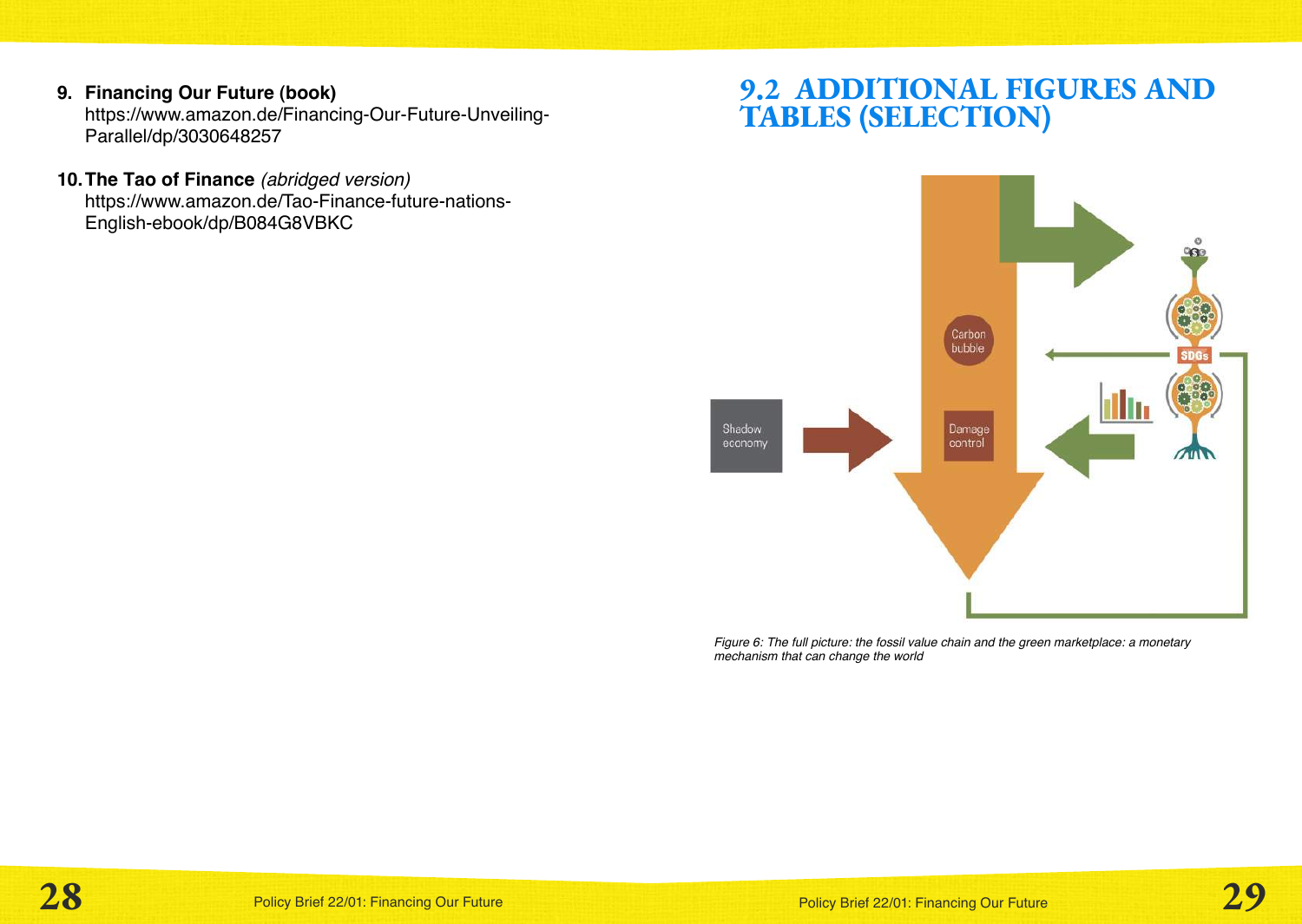9. **Financing Our Future (book)**
   https://www.amazon.de/Financing-Our-Future-Unveiling-Parallel/dp/3030648257

10. **The Tao of Finance** *(abridged version)*
    https://www.amazon.de/Tao-Finance-future-nations-English-ebook/dp/B084G8VBKC

## 9.2 ADDITIONAL FIGURES AND TABLES (SELECTION)

*Figure 6: The full picture: the fossil value chain and the green marketplace: a monetary mechanism that can change the world*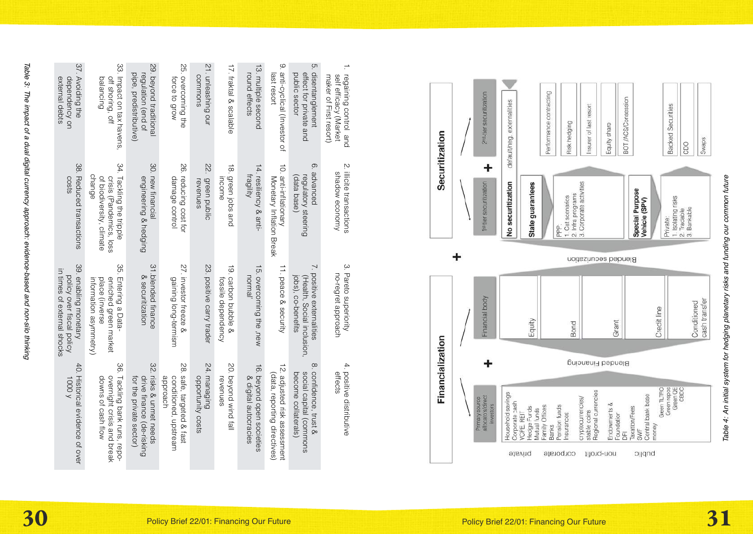| | | | |
|---|---|---|---|
| 1. regaining control and self efficacy (Market maker of First resort) | 2. illicite transactions shadow economy | 3. Pareto superiority no-regret approach | 4. positive distributive effects |
| 5. disentanglement effect for private and public sector | 6. advanced regulatory steering (data base) | 7. positive externalities (Health, Social inclusion, jobs), co-benefits | 8. confidence, trust & social capital (commons become collaterals) |
| 9. anti-cyclical (investor of last resort) | 10. anti-inflationary Monetary Inflation Break | 11. peace & security | 12. adjusted risk assessment (data, reporting directives) |
| 13. multiple second round effects | 14. resiliency & anti-fragility | 15. overcoming the „new normal" | 16. beyond open societies & digital autocracies |
| 17. fraktal & scalable | 18. green jobs and income | 19. carbon bubble & fossile dependency | 20. beyond wind fall revenues |
| 21. unleashing our commons | 22. green public revenues | 23. positive carry trader | 24. managing opportunity costs |
| 25. overcoming the force to grow | 26. reducing cost for damage control | 27. investor freeze & gaining long-termism | 28. safe, targeted & fast conditioned, upstream approach |
| 29. beyond traditional regulation (end of pipe, predistributive) | 30. new financial engineering & hedging | 31. blended finance & securitization | 32. risks & unmet needs drive finance (de-risking for the private sector) |
| 33. Impact on tax havens, off shoring, off balancing | 34. Tackling the triple crisis (Pandemics, loss of biodiversity, climate change | 35. Entering a Data-enriched green market place (inverse information asymmetry) | 36. Tackling bank runs, repo-overnight crisis and break downs of cash flow |
| 37. Avoiding the dependency on external debts | 38. Reduced transactions costs | 39. enabling monetary policy over fiscal policy in times of external shocks | 40. Historical evidence of over 1000 y |

*Table 3: The impact of a dual digital currency approach: evidence-based and non-silo thinking*

**Securitization**

- 2nd-tier securitization: default/neg. externalities
  - Performance contracting
  - Risk hedging
  - Insurer of last resort
  - Equity share
  - BOT/ACS/Concession
  - Backed Securities
  - CDO
  - Swaps
- 1st-tier securitization: No securitization
  - **State guarantees**
  - PPP: 1. Cat scenarios 2. Infra programs 3. Corporate activities
  - **Special Purpose Vehicle (SPV)**
  - Private: 1. Isolating risks 2. Tradable 3. Bankable

Blended securitization

\+

**Financialization**

- Financial body
  - Equity
  - Bond
  - Grant
  - Credit line
  - Conditioned cash transfer

Blended Financing

\+

- Primary source allocators/direct investors
  - private: Household savings, Corporate cash, VCPE, REIT, Hedge Funds, Mutual funds, Family Offices
  - corporate: Banks, Pension funds, Insurances, cryptocurrencies/stable coins, Regional currencies
  - non-profit: Endowments & Foundation, DFI
  - public: Taxation/Fees, SWF, Central bank base money, Green TLTRO, Green repos, Green QE, CBDC

*Table 4: An initial system for hedging planetary risks and funding our common future*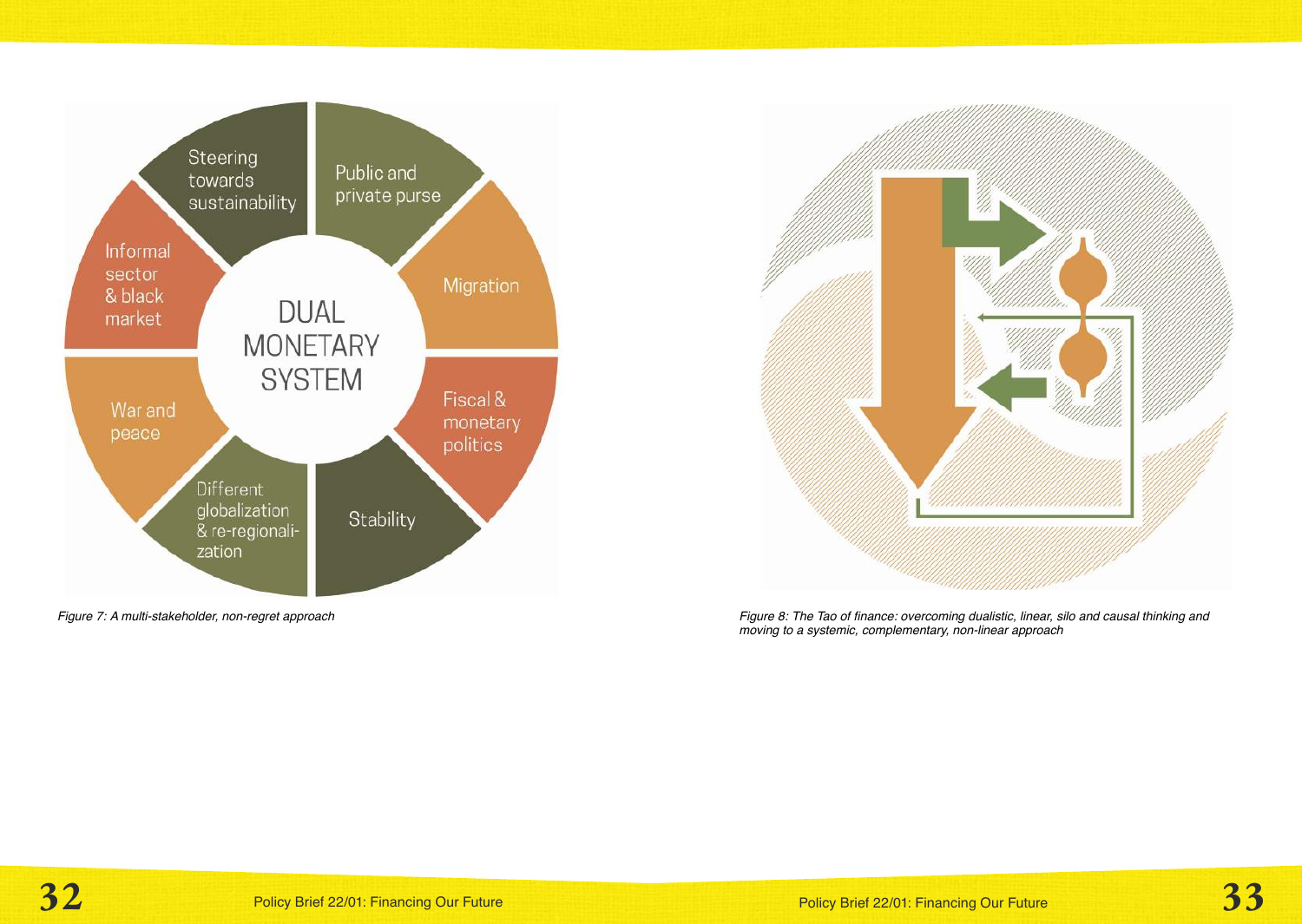DUAL MONETARY SYSTEM

- Steering towards sustainability
- Public and private purse
- Migration
- Fiscal & monetary politics
- Stability
- Different globalization & re-regionalization
- War and peace
- Informal sector & black market

*Figure 7: A multi-stakeholder, non-regret approach*

*Figure 8: The Tao of finance: overcoming dualistic, linear, silo and causal thinking and moving to a systemic, complementary, non-linear approach*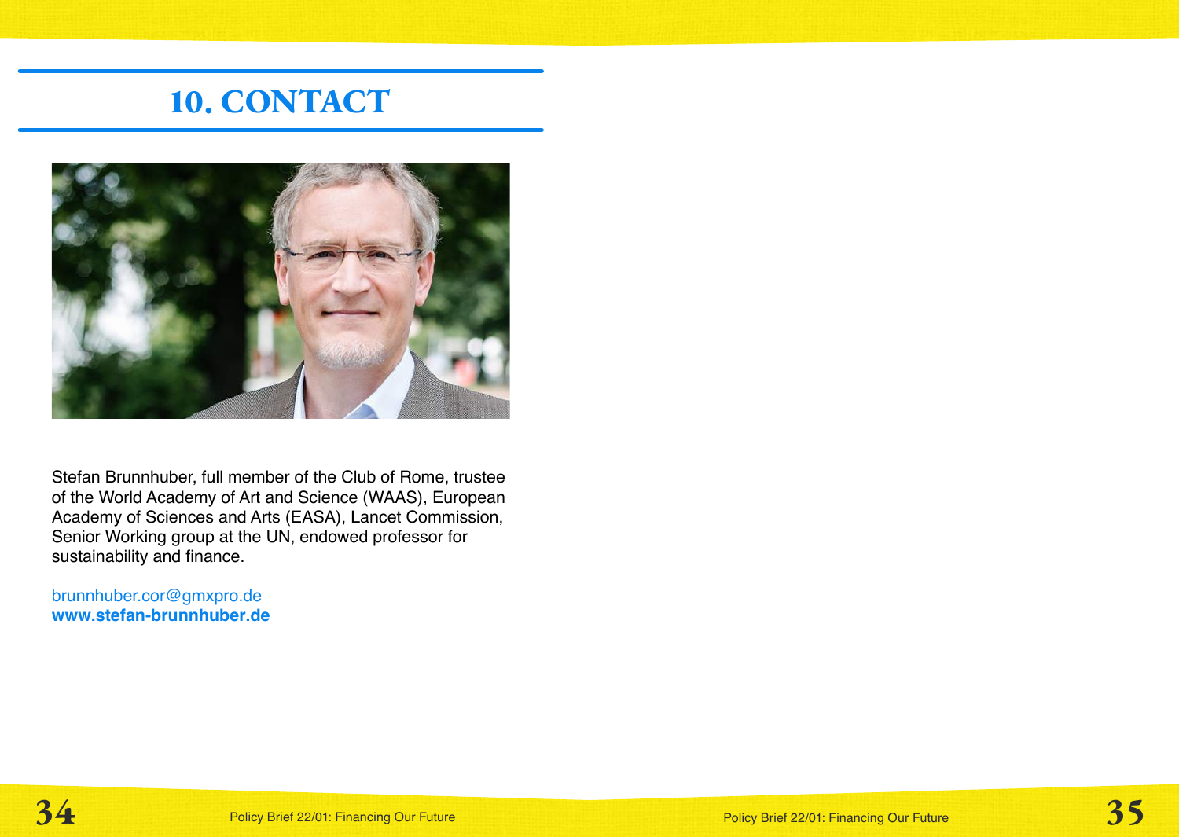# 10. CONTACT

Stefan Brunnhuber, full member of the Club of Rome, trustee of the World Academy of Art and Science (WAAS), European Academy of Sciences and Arts (EASA), Lancet Commission, Senior Working group at the UN, endowed professor for sustainability and finance.

brunnhuber.cor@gmxpro.de
**www.stefan-brunnhuber.de**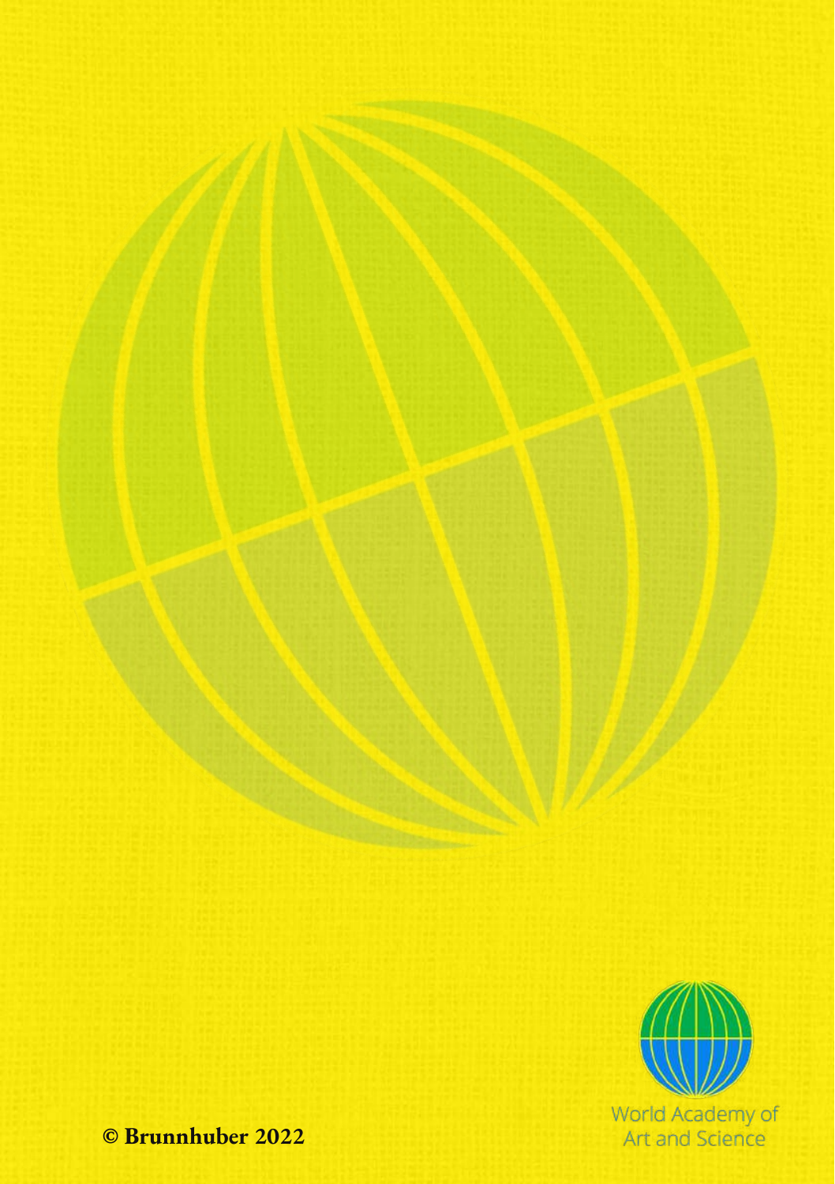© Brunnhuber 2022

World Academy of Art and Science